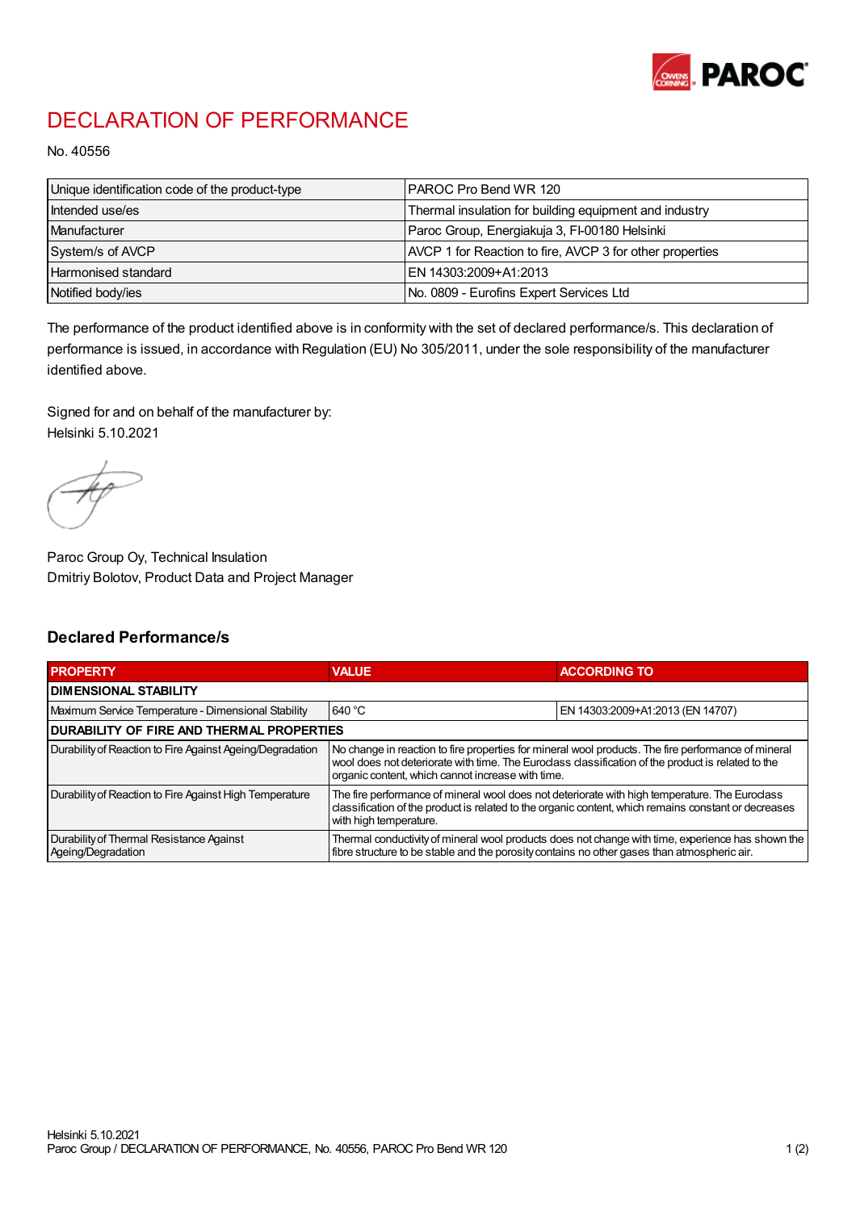# DECLARATION OF PERFORMANCE

No. 40556

| | |
|---|---|
| Unique identification code of the product-type | PAROC Pro Bend WR 120 |
| Intended use/es | Thermal insulation for building equipment and industry |
| Manufacturer | Paroc Group, Energiakuja 3, FI-00180 Helsinki |
| System/s of AVCP | AVCP 1 for Reaction to fire, AVCP 3 for other properties |
| Harmonised standard | EN 14303:2009+A1:2013 |
| Notified body/ies | No. 0809 - Eurofins Expert Services Ltd |

The performance of the product identified above is in conformity with the set of declared performance/s. This declaration of performance is issued, in accordance with Regulation (EU) No 305/2011, under the sole responsibility of the manufacturer identified above.

Signed for and on behalf of the manufacturer by:
Helsinki 5.10.2021

Paroc Group Oy, Technical Insulation
Dmitriy Bolotov, Product Data and Project Manager

## Declared Performance/s

| PROPERTY | VALUE | ACCORDING TO |
|---|---|---|
| **DIMENSIONAL STABILITY** | | |
| Maximum Service Temperature - Dimensional Stability | 640 °C | EN 14303:2009+A1:2013 (EN 14707) |
| **DURABILITY OF FIRE AND THERMAL PROPERTIES** | | |
| Durability of Reaction to Fire Against Ageing/Degradation | No change in reaction to fire properties for mineral wool products. The fire performance of mineral wool does not deteriorate with time. The Euroclass classification of the product is related to the organic content, which cannot increase with time. | |
| Durability of Reaction to Fire Against High Temperature | The fire performance of mineral wool does not deteriorate with high temperature. The Euroclass classification of the product is related to the organic content, which remains constant or decreases with high temperature. | |
| Durability of Thermal Resistance Against Ageing/Degradation | Thermal conductivity of mineral wool products does not change with time, experience has shown the fibre structure to be stable and the porosity contains no other gases than atmospheric air. | |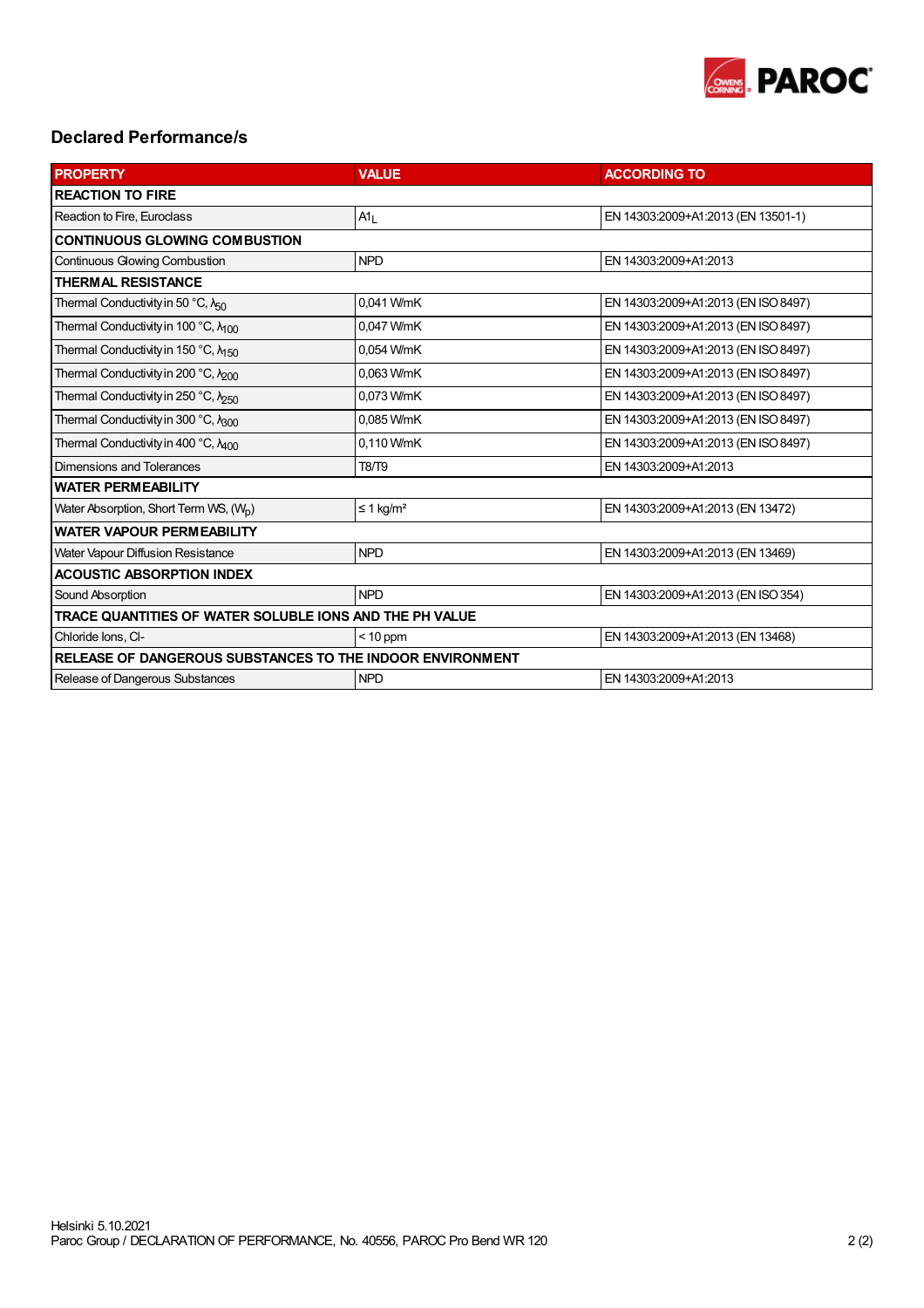## Declared Performance/s

| PROPERTY | VALUE | ACCORDING TO |
|---|---|---|
| **REACTION TO FIRE** | | |
| Reaction to Fire, Euroclass | $A1_L$ | EN 14303:2009+A1:2013 (EN 13501-1) |
| **CONTINUOUS GLOWING COMBUSTION** | | |
| Continuous Glowing Combustion | NPD | EN 14303:2009+A1:2013 |
| **THERMAL RESISTANCE** | | |
| Thermal Conductivity in 50 °C, $\lambda_{50}$ | 0,041 W/mK | EN 14303:2009+A1:2013 (EN ISO 8497) |
| Thermal Conductivity in 100 °C, $\lambda_{100}$ | 0,047 W/mK | EN 14303:2009+A1:2013 (EN ISO 8497) |
| Thermal Conductivity in 150 °C, $\lambda_{150}$ | 0,054 W/mK | EN 14303:2009+A1:2013 (EN ISO 8497) |
| Thermal Conductivity in 200 °C, $\lambda_{200}$ | 0,063 W/mK | EN 14303:2009+A1:2013 (EN ISO 8497) |
| Thermal Conductivity in 250 °C, $\lambda_{250}$ | 0,073 W/mK | EN 14303:2009+A1:2013 (EN ISO 8497) |
| Thermal Conductivity in 300 °C, $\lambda_{300}$ | 0,085 W/mK | EN 14303:2009+A1:2013 (EN ISO 8497) |
| Thermal Conductivity in 400 °C, $\lambda_{400}$ | 0,110 W/mK | EN 14303:2009+A1:2013 (EN ISO 8497) |
| Dimensions and Tolerances | T8/T9 | EN 14303:2009+A1:2013 |
| **WATER PERMEABILITY** | | |
| Water Absorption, Short Term WS, $(W_p)$ | ≤ 1 kg/m² | EN 14303:2009+A1:2013 (EN 13472) |
| **WATER VAPOUR PERMEABILITY** | | |
| Water Vapour Diffusion Resistance | NPD | EN 14303:2009+A1:2013 (EN 13469) |
| **ACOUSTIC ABSORPTION INDEX** | | |
| Sound Absorption | NPD | EN 14303:2009+A1:2013 (EN ISO 354) |
| **TRACE QUANTITIES OF WATER SOLUBLE IONS AND THE PH VALUE** | | |
| Chloride Ions, Cl- | < 10 ppm | EN 14303:2009+A1:2013 (EN 13468) |
| **RELEASE OF DANGEROUS SUBSTANCES TO THE INDOOR ENVIRONMENT** | | |
| Release of Dangerous Substances | NPD | EN 14303:2009+A1:2013 |

Helsinki 5.10.2021
Paroc Group / DECLARATION OF PERFORMANCE, No. 40556, PAROC Pro Bend WR 120